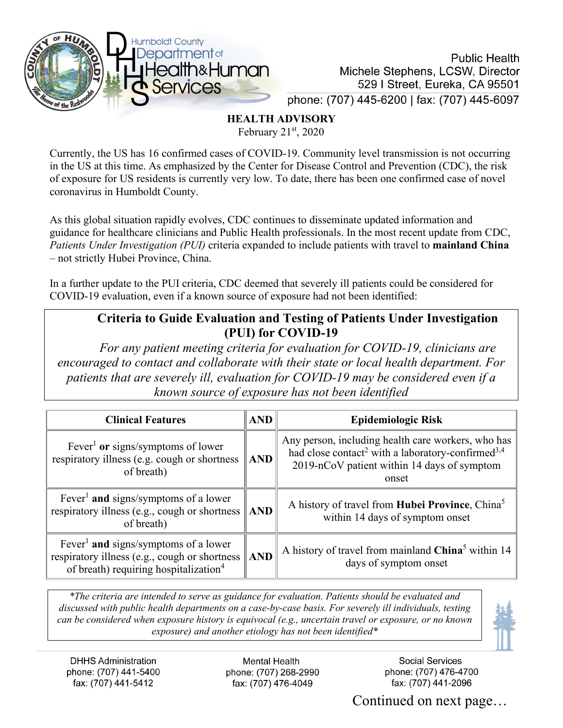Humboldt County Department of Health & Human Services

Public Health
Michele Stephens, LCSW, Director
529 I Street, Eureka, CA 95501
phone: (707) 445-6200 | fax: (707) 445-6097

## HEALTH ADVISORY

February 21st, 2020

Currently, the US has 16 confirmed cases of COVID-19. Community level transmission is not occurring in the US at this time. As emphasized by the Center for Disease Control and Prevention (CDC), the risk of exposure for US residents is currently very low. To date, there has been one confirmed case of novel coronavirus in Humboldt County.

As this global situation rapidly evolves, CDC continues to disseminate updated information and guidance for healthcare clinicians and Public Health professionals. In the most recent update from CDC, *Patients Under Investigation (PUI)* criteria expanded to include patients with travel to **mainland China** – not strictly Hubei Province, China.

In a further update to the PUI criteria, CDC deemed that severely ill patients could be considered for COVID-19 evaluation, even if a known source of exposure had not been identified:

### Criteria to Guide Evaluation and Testing of Patients Under Investigation (PUI) for COVID-19

*For any patient meeting criteria for evaluation for COVID-19, clinicians are encouraged to contact and collaborate with their state or local health department. For patients that are severely ill, evaluation for COVID-19 may be considered even if a known source of exposure has not been identified*

| Clinical Features | AND | Epidemiologic Risk |
|---|---|---|
| Fever[1] **or** signs/symptoms of lower respiratory illness (e.g. cough or shortness of breath) | **AND** | Any person, including health care workers, who has had close contact[2] with a laboratory-confirmed[3,4] 2019-nCoV patient within 14 days of symptom onset |
| Fever[1] **and** signs/symptoms of a lower respiratory illness (e.g., cough or shortness of breath) | **AND** | A history of travel from **Hubei Province**, China[5] within 14 days of symptom onset |
| Fever[1] **and** signs/symptoms of a lower respiratory illness (e.g., cough or shortness of breath) requiring hospitalization[4] | **AND** | A history of travel from mainland **China**[5] within 14 days of symptom onset |

*\*The criteria are intended to serve as guidance for evaluation. Patients should be evaluated and discussed with public health departments on a case-by-case basis. For severely ill individuals, testing can be considered when exposure history is equivocal (e.g., uncertain travel or exposure, or no known exposure) and another etiology has not been identified\**

DHHS Administration
phone: (707) 441-5400
fax: (707) 441-5412

Mental Health
phone: (707) 268-2990
fax: (707) 476-4049

Social Services
phone: (707) 476-4700
fax: (707) 441-2096

Continued on next page…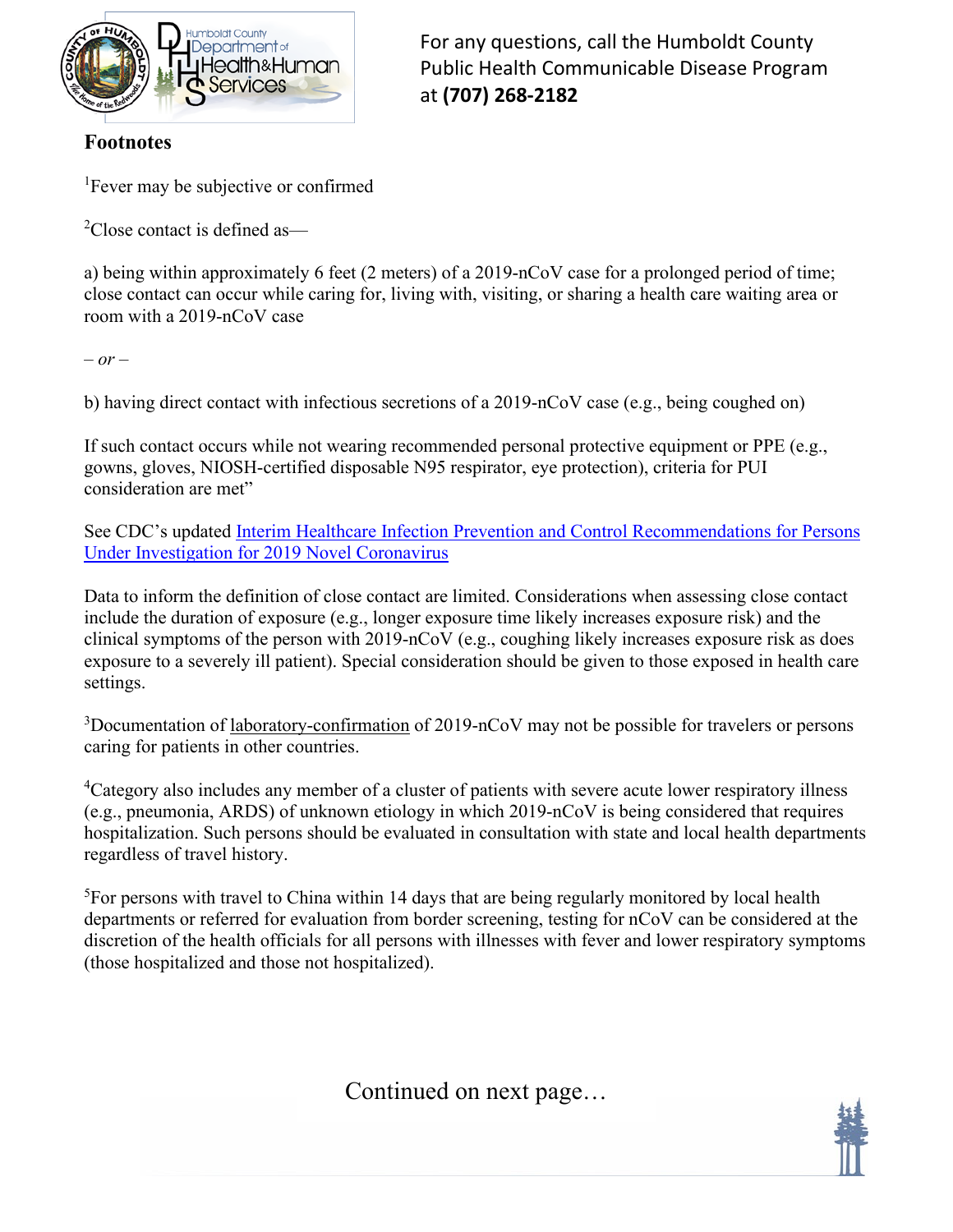For any questions, call the Humboldt County Public Health Communicable Disease Program at **(707) 268-2182**

## Footnotes

[1]Fever may be subjective or confirmed

[2]Close contact is defined as—

a) being within approximately 6 feet (2 meters) of a 2019-nCoV case for a prolonged period of time; close contact can occur while caring for, living with, visiting, or sharing a health care waiting area or room with a 2019-nCoV case

*– or –*

b) having direct contact with infectious secretions of a 2019-nCoV case (e.g., being coughed on)

If such contact occurs while not wearing recommended personal protective equipment or PPE (e.g., gowns, gloves, NIOSH-certified disposable N95 respirator, eye protection), criteria for PUI consideration are met"

See CDC's updated Interim Healthcare Infection Prevention and Control Recommendations for Persons Under Investigation for 2019 Novel Coronavirus

Data to inform the definition of close contact are limited. Considerations when assessing close contact include the duration of exposure (e.g., longer exposure time likely increases exposure risk) and the clinical symptoms of the person with 2019-nCoV (e.g., coughing likely increases exposure risk as does exposure to a severely ill patient). Special consideration should be given to those exposed in health care settings.

[3]Documentation of laboratory-confirmation of 2019-nCoV may not be possible for travelers or persons caring for patients in other countries.

[4]Category also includes any member of a cluster of patients with severe acute lower respiratory illness (e.g., pneumonia, ARDS) of unknown etiology in which 2019-nCoV is being considered that requires hospitalization. Such persons should be evaluated in consultation with state and local health departments regardless of travel history.

[5]For persons with travel to China within 14 days that are being regularly monitored by local health departments or referred for evaluation from border screening, testing for nCoV can be considered at the discretion of the health officials for all persons with illnesses with fever and lower respiratory symptoms (those hospitalized and those not hospitalized).

Continued on next page…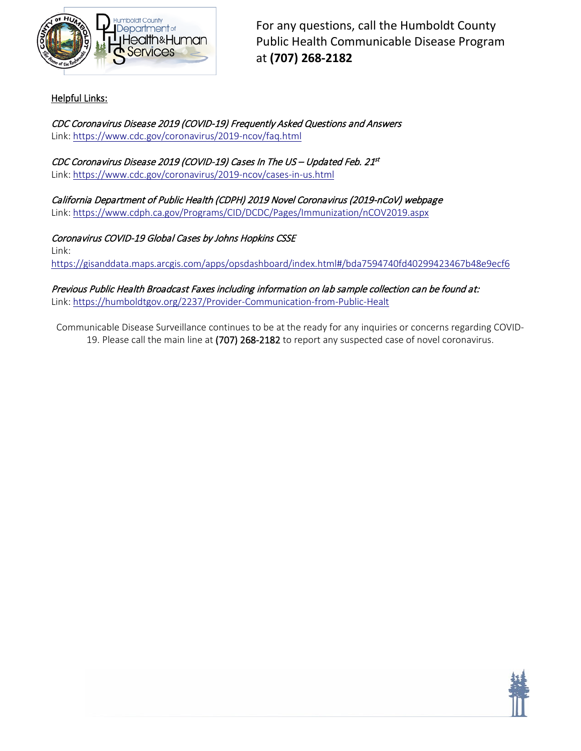For any questions, call the Humboldt County Public Health Communicable Disease Program at **(707) 268-2182**

Helpful Links:

*CDC Coronavirus Disease 2019 (COVID-19) Frequently Asked Questions and Answers*
Link: https://www.cdc.gov/coronavirus/2019-ncov/faq.html

*CDC Coronavirus Disease 2019 (COVID-19) Cases In The US – Updated Feb. 21st*
Link: https://www.cdc.gov/coronavirus/2019-ncov/cases-in-us.html

*California Department of Public Health (CDPH) 2019 Novel Coronavirus (2019-nCoV) webpage*
Link: https://www.cdph.ca.gov/Programs/CID/DCDC/Pages/Immunization/nCOV2019.aspx

*Coronavirus COVID-19 Global Cases by Johns Hopkins CSSE*
Link:
https://gisanddata.maps.arcgis.com/apps/opsdashboard/index.html#/bda7594740fd40299423467b48e9ecf6

*Previous Public Health Broadcast Faxes including information on lab sample collection can be found at:*
Link: https://humboldtgov.org/2237/Provider-Communication-from-Public-Healt

Communicable Disease Surveillance continues to be at the ready for any inquiries or concerns regarding COVID-19. Please call the main line at (707) 268-2182 to report any suspected case of novel coronavirus.